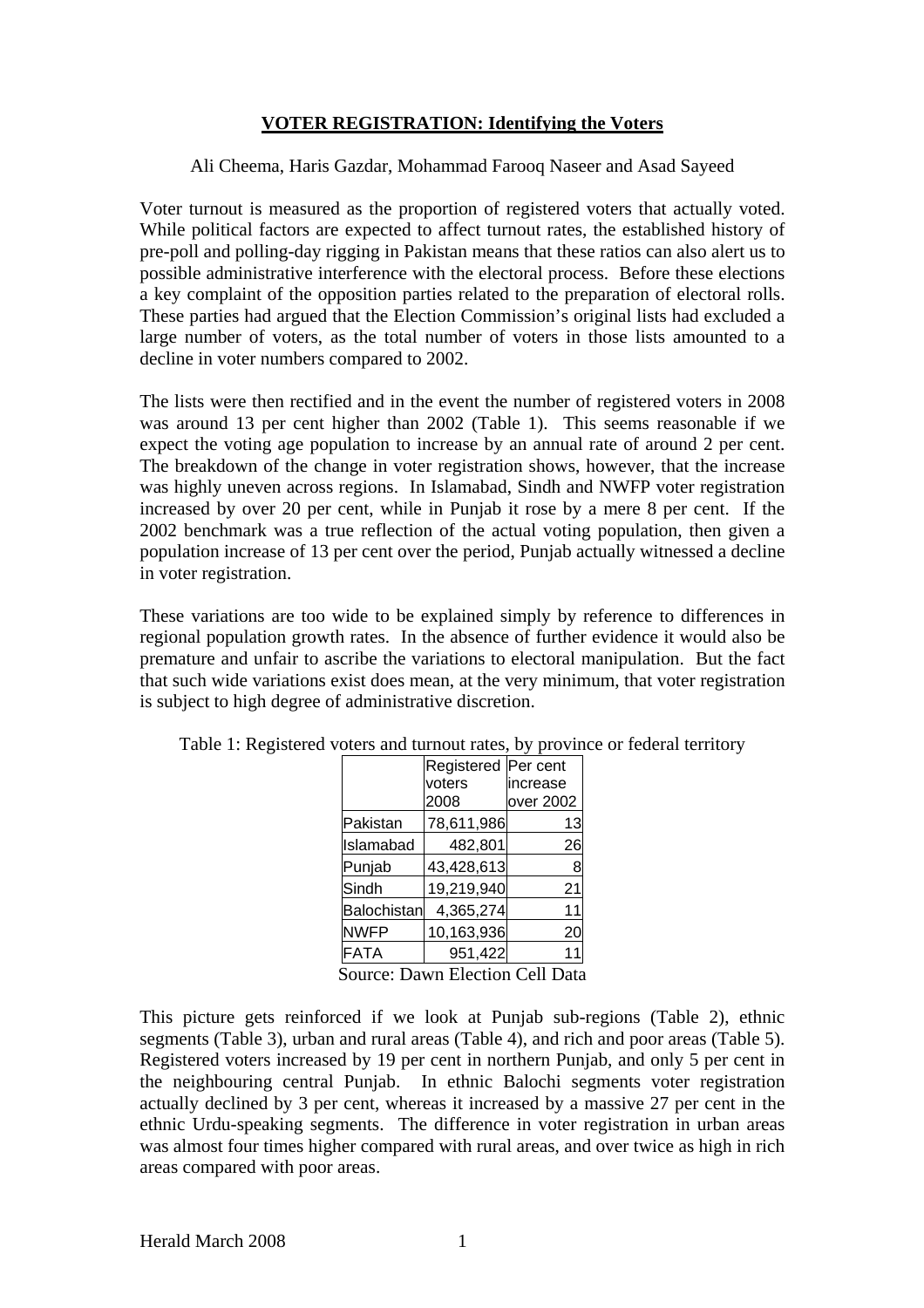# VOTER REGISTRATION: Identifying the Voters

Ali Cheema, Haris Gazdar, Mohammad Farooq Naseer and Asad Sayeed

Voter turnout is measured as the proportion of registered voters that actually voted. While political factors are expected to affect turnout rates, the established history of pre-poll and polling-day rigging in Pakistan means that these ratios can also alert us to possible administrative interference with the electoral process. Before these elections a key complaint of the opposition parties related to the preparation of electoral rolls. These parties had argued that the Election Commission's original lists had excluded a large number of voters, as the total number of voters in those lists amounted to a decline in voter numbers compared to 2002.

The lists were then rectified and in the event the number of registered voters in 2008 was around 13 per cent higher than 2002 (Table 1). This seems reasonable if we expect the voting age population to increase by an annual rate of around 2 per cent. The breakdown of the change in voter registration shows, however, that the increase was highly uneven across regions. In Islamabad, Sindh and NWFP voter registration increased by over 20 per cent, while in Punjab it rose by a mere 8 per cent. If the 2002 benchmark was a true reflection of the actual voting population, then given a population increase of 13 per cent over the period, Punjab actually witnessed a decline in voter registration.

These variations are too wide to be explained simply by reference to differences in regional population growth rates. In the absence of further evidence it would also be premature and unfair to ascribe the variations to electoral manipulation. But the fact that such wide variations exist does mean, at the very minimum, that voter registration is subject to high degree of administrative discretion.

Table 1: Registered voters and turnout rates, by province or federal territory

| | Registered voters 2008 | Per cent increase over 2002 |
|---|---|---|
| Pakistan | 78,611,986 | 13 |
| Islamabad | 482,801 | 26 |
| Punjab | 43,428,613 | 8 |
| Sindh | 19,219,940 | 21 |
| Balochistan | 4,365,274 | 11 |
| NWFP | 10,163,936 | 20 |
| FATA | 951,422 | 11 |

Source: Dawn Election Cell Data

This picture gets reinforced if we look at Punjab sub-regions (Table 2), ethnic segments (Table 3), urban and rural areas (Table 4), and rich and poor areas (Table 5). Registered voters increased by 19 per cent in northern Punjab, and only 5 per cent in the neighbouring central Punjab. In ethnic Balochi segments voter registration actually declined by 3 per cent, whereas it increased by a massive 27 per cent in the ethnic Urdu-speaking segments. The difference in voter registration in urban areas was almost four times higher compared with rural areas, and over twice as high in rich areas compared with poor areas.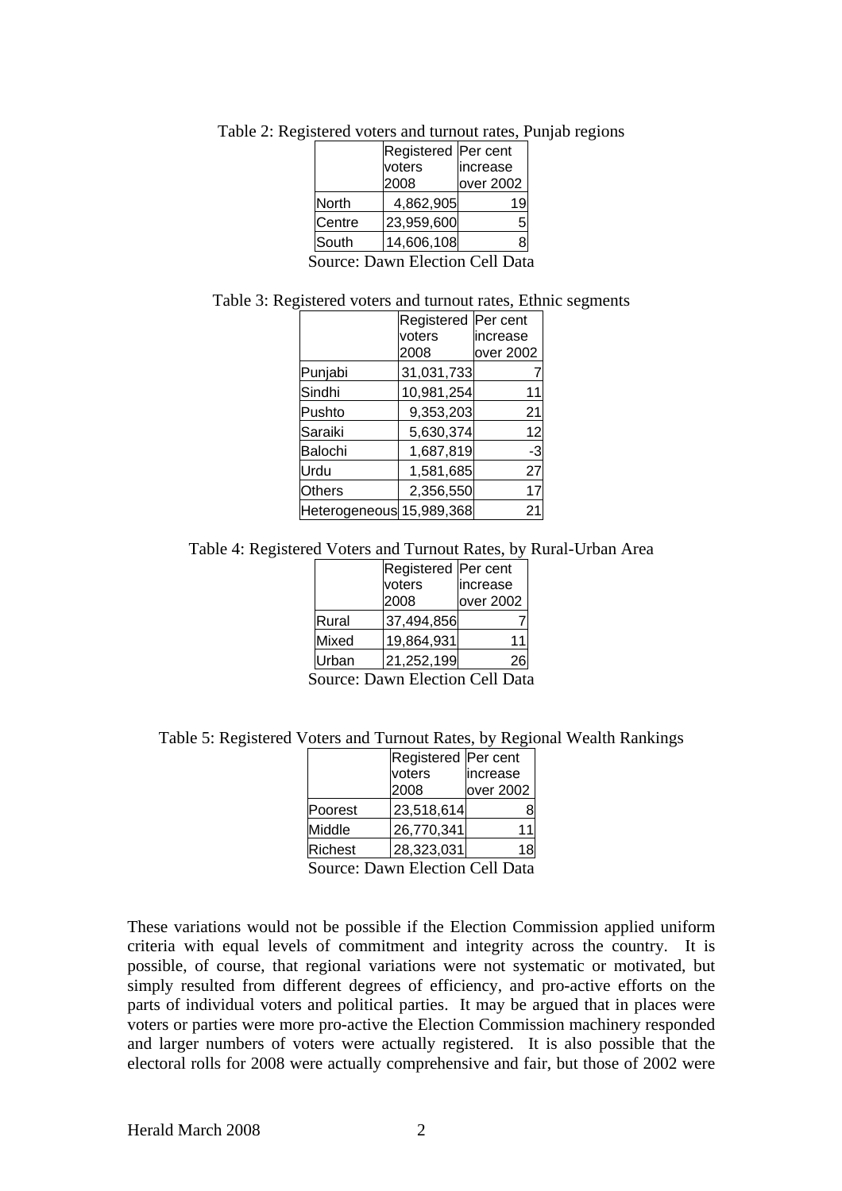Table 2: Registered voters and turnout rates, Punjab regions

| | Registered voters 2008 | Per cent increase over 2002 |
|---|---|---|
| North | 4,862,905 | 19 |
| Centre | 23,959,600 | 5 |
| South | 14,606,108 | 8 |

Source: Dawn Election Cell Data

Table 3: Registered voters and turnout rates, Ethnic segments

| | Registered voters 2008 | Per cent increase over 2002 |
|---|---|---|
| Punjabi | 31,031,733 | 7 |
| Sindhi | 10,981,254 | 11 |
| Pushto | 9,353,203 | 21 |
| Saraiki | 5,630,374 | 12 |
| Balochi | 1,687,819 | -3 |
| Urdu | 1,581,685 | 27 |
| Others | 2,356,550 | 17 |
| Heterogeneous | 15,989,368 | 21 |

Table 4: Registered Voters and Turnout Rates, by Rural-Urban Area

| | Registered voters 2008 | Per cent increase over 2002 |
|---|---|---|
| Rural | 37,494,856 | 7 |
| Mixed | 19,864,931 | 11 |
| Urban | 21,252,199 | 26 |

Source: Dawn Election Cell Data

Table 5: Registered Voters and Turnout Rates, by Regional Wealth Rankings

| | Registered voters 2008 | Per cent increase over 2002 |
|---|---|---|
| Poorest | 23,518,614 | 8 |
| Middle | 26,770,341 | 11 |
| Richest | 28,323,031 | 18 |

Source: Dawn Election Cell Data

These variations would not be possible if the Election Commission applied uniform criteria with equal levels of commitment and integrity across the country. It is possible, of course, that regional variations were not systematic or motivated, but simply resulted from different degrees of efficiency, and pro-active efforts on the parts of individual voters and political parties. It may be argued that in places were voters or parties were more pro-active the Election Commission machinery responded and larger numbers of voters were actually registered. It is also possible that the electoral rolls for 2008 were actually comprehensive and fair, but those of 2002 were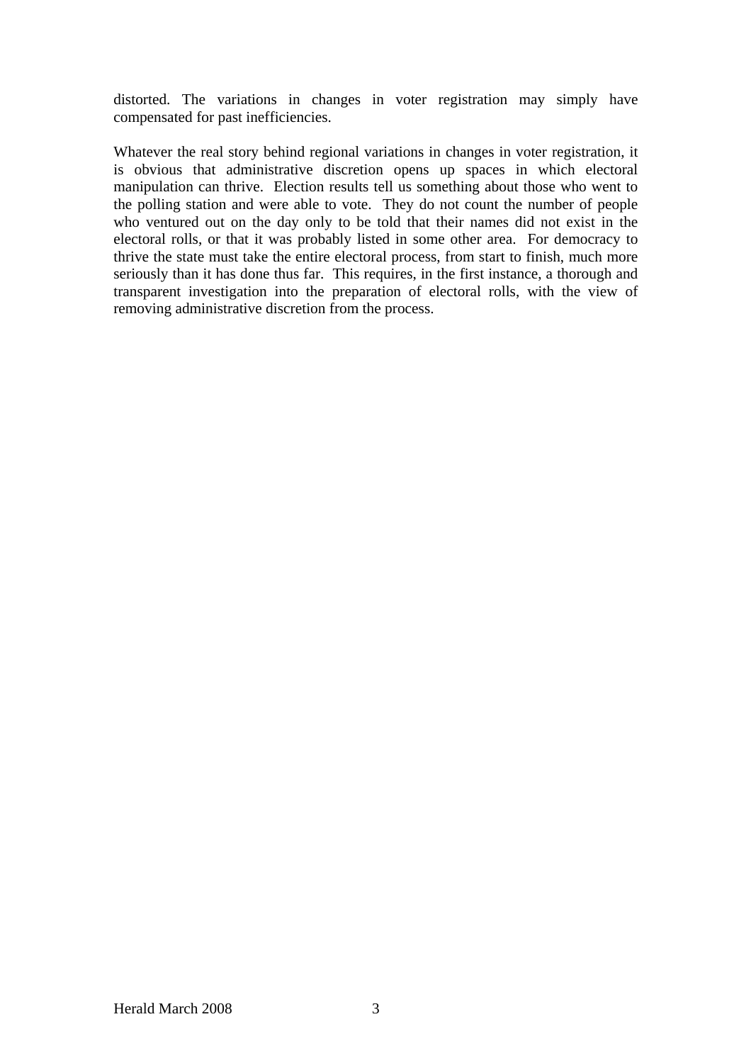distorted. The variations in changes in voter registration may simply have compensated for past inefficiencies.

Whatever the real story behind regional variations in changes in voter registration, it is obvious that administrative discretion opens up spaces in which electoral manipulation can thrive. Election results tell us something about those who went to the polling station and were able to vote. They do not count the number of people who ventured out on the day only to be told that their names did not exist in the electoral rolls, or that it was probably listed in some other area. For democracy to thrive the state must take the entire electoral process, from start to finish, much more seriously than it has done thus far. This requires, in the first instance, a thorough and transparent investigation into the preparation of electoral rolls, with the view of removing administrative discretion from the process.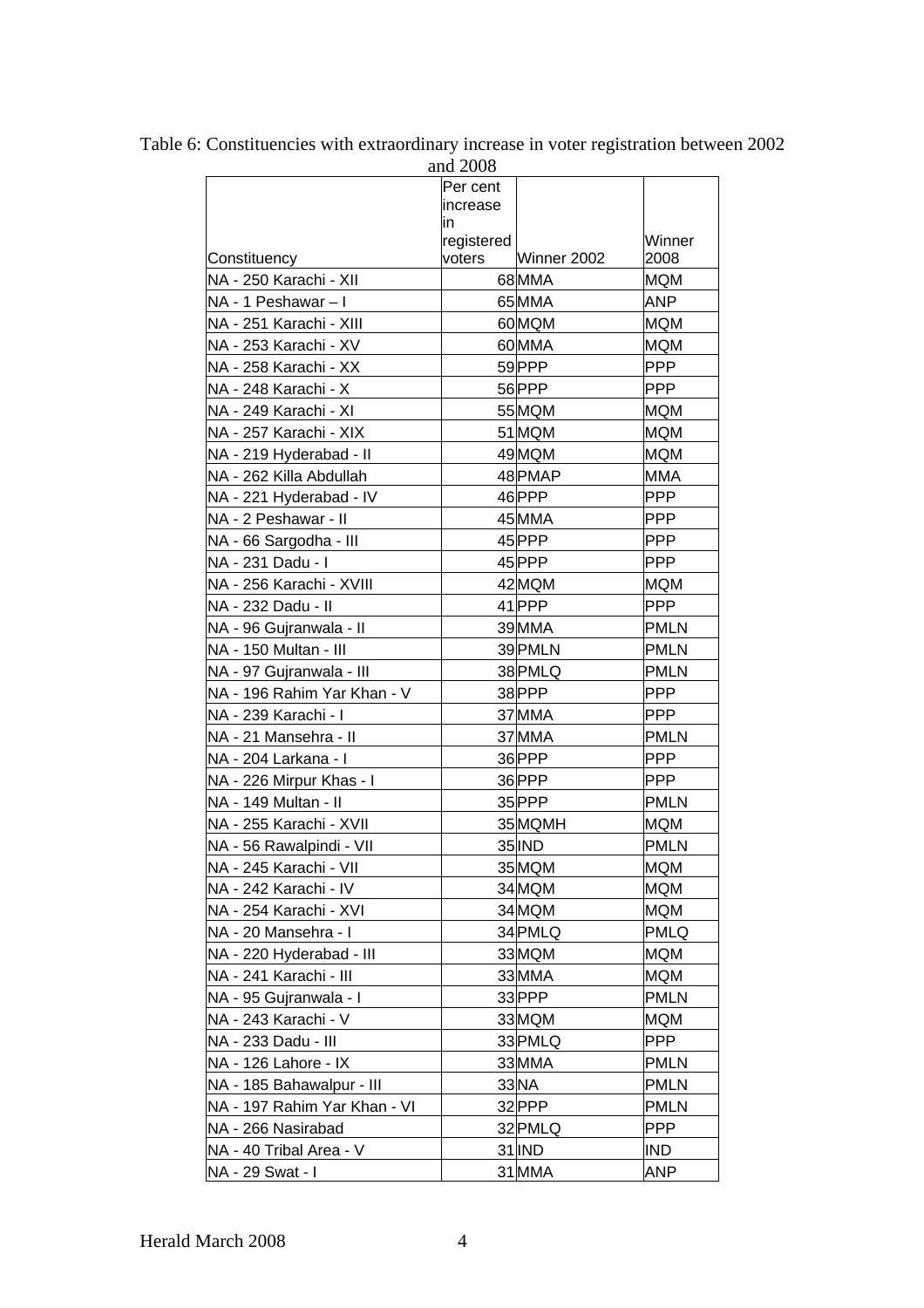Table 6: Constituencies with extraordinary increase in voter registration between 2002 and 2008

| Constituency | Per cent increase in registered voters | Winner 2002 | Winner 2008 |
|---|---|---|---|
| NA - 250 Karachi - XII | 68 | MMA | MQM |
| NA - 1 Peshawar – I | 65 | MMA | ANP |
| NA - 251 Karachi - XIII | 60 | MQM | MQM |
| NA - 253 Karachi - XV | 60 | MMA | MQM |
| NA - 258 Karachi - XX | 59 | PPP | PPP |
| NA - 248 Karachi - X | 56 | PPP | PPP |
| NA - 249 Karachi - XI | 55 | MQM | MQM |
| NA - 257 Karachi - XIX | 51 | MQM | MQM |
| NA - 219 Hyderabad - II | 49 | MQM | MQM |
| NA - 262 Killa Abdullah | 48 | PMAP | MMA |
| NA - 221 Hyderabad - IV | 46 | PPP | PPP |
| NA - 2 Peshawar - II | 45 | MMA | PPP |
| NA - 66 Sargodha - III | 45 | PPP | PPP |
| NA - 231 Dadu - I | 45 | PPP | PPP |
| NA - 256 Karachi - XVIII | 42 | MQM | MQM |
| NA - 232 Dadu - II | 41 | PPP | PPP |
| NA - 96 Gujranwala - II | 39 | MMA | PMLN |
| NA - 150 Multan - III | 39 | PMLN | PMLN |
| NA - 97 Gujranwala - III | 38 | PMLQ | PMLN |
| NA - 196 Rahim Yar Khan - V | 38 | PPP | PPP |
| NA - 239 Karachi - I | 37 | MMA | PPP |
| NA - 21 Mansehra - II | 37 | MMA | PMLN |
| NA - 204 Larkana - I | 36 | PPP | PPP |
| NA - 226 Mirpur Khas - I | 36 | PPP | PPP |
| NA - 149 Multan - II | 35 | PPP | PMLN |
| NA - 255 Karachi - XVII | 35 | MQMH | MQM |
| NA - 56 Rawalpindi - VII | 35 | IND | PMLN |
| NA - 245 Karachi - VII | 35 | MQM | MQM |
| NA - 242 Karachi - IV | 34 | MQM | MQM |
| NA - 254 Karachi - XVI | 34 | MQM | MQM |
| NA - 20 Mansehra - I | 34 | PMLQ | PMLQ |
| NA - 220 Hyderabad - III | 33 | MQM | MQM |
| NA - 241 Karachi - III | 33 | MMA | MQM |
| NA - 95 Gujranwala - I | 33 | PPP | PMLN |
| NA - 243 Karachi - V | 33 | MQM | MQM |
| NA - 233 Dadu - III | 33 | PMLQ | PPP |
| NA - 126 Lahore - IX | 33 | MMA | PMLN |
| NA - 185 Bahawalpur - III | 33 | NA | PMLN |
| NA - 197 Rahim Yar Khan - VI | 32 | PPP | PMLN |
| NA - 266 Nasirabad | 32 | PMLQ | PPP |
| NA - 40 Tribal Area - V | 31 | IND | IND |
| NA - 29 Swat - I | 31 | MMA | ANP |

Herald March 2008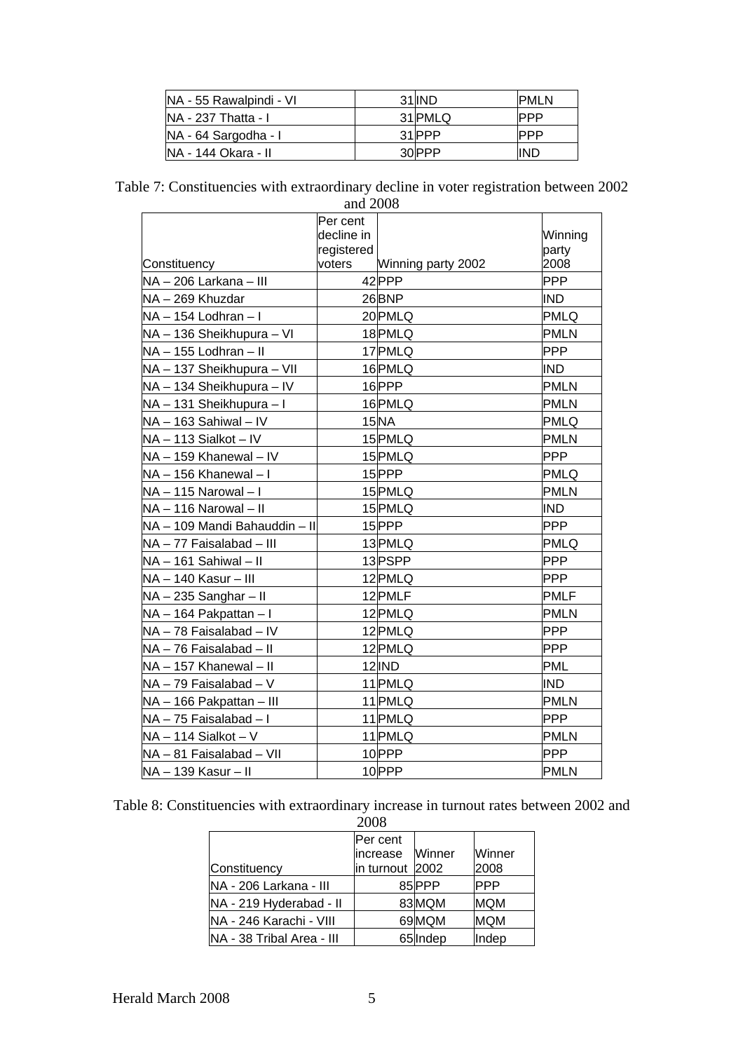| NA - 55 Rawalpindi - VI | 31 | IND | PMLN |
|---|---|---|---|
| NA - 237 Thatta - I | 31 | PMLQ | PPP |
| NA - 64 Sargodha - I | 31 | PPP | PPP |
| NA - 144 Okara - II | 30 | PPP | IND |

Table 7: Constituencies with extraordinary decline in voter registration between 2002 and 2008

| Constituency | Per cent decline in registered voters | Winning party 2002 | Winning party 2008 |
|---|---|---|---|
| NA – 206 Larkana – III | 42 | PPP | PPP |
| NA – 269 Khuzdar | 26 | BNP | IND |
| NA – 154 Lodhran – I | 20 | PMLQ | PMLQ |
| NA – 136 Sheikhupura – VI | 18 | PMLQ | PMLN |
| NA – 155 Lodhran – II | 17 | PMLQ | PPP |
| NA – 137 Sheikhupura – VII | 16 | PMLQ | IND |
| NA – 134 Sheikhupura – IV | 16 | PPP | PMLN |
| NA – 131 Sheikhupura – I | 16 | PMLQ | PMLN |
| NA – 163 Sahiwal – IV | 15 | NA | PMLQ |
| NA – 113 Sialkot – IV | 15 | PMLQ | PMLN |
| NA – 159 Khanewal – IV | 15 | PMLQ | PPP |
| NA – 156 Khanewal – I | 15 | PPP | PMLQ |
| NA – 115 Narowal – I | 15 | PMLQ | PMLN |
| NA – 116 Narowal – II | 15 | PMLQ | IND |
| NA – 109 Mandi Bahauddin – II | 15 | PPP | PPP |
| NA – 77 Faisalabad – III | 13 | PMLQ | PMLQ |
| NA – 161 Sahiwal – II | 13 | PSPP | PPP |
| NA – 140 Kasur – III | 12 | PMLQ | PPP |
| NA – 235 Sanghar – II | 12 | PMLF | PMLF |
| NA – 164 Pakpattan – I | 12 | PMLQ | PMLN |
| NA – 78 Faisalabad – IV | 12 | PMLQ | PPP |
| NA – 76 Faisalabad – II | 12 | PMLQ | PPP |
| NA – 157 Khanewal – II | 12 | IND | PML |
| NA – 79 Faisalabad – V | 11 | PMLQ | IND |
| NA – 166 Pakpattan – III | 11 | PMLQ | PMLN |
| NA – 75 Faisalabad – I | 11 | PMLQ | PPP |
| NA – 114 Sialkot – V | 11 | PMLQ | PMLN |
| NA – 81 Faisalabad – VII | 10 | PPP | PPP |
| NA – 139 Kasur – II | 10 | PPP | PMLN |

Table 8: Constituencies with extraordinary increase in turnout rates between 2002 and 2008

| Constituency | Per cent increase in turnout | Winner 2002 | Winner 2008 |
|---|---|---|---|
| NA - 206 Larkana - III | 85 | PPP | PPP |
| NA - 219 Hyderabad - II | 83 | MQM | MQM |
| NA - 246 Karachi - VIII | 69 | MQM | MQM |
| NA - 38 Tribal Area - III | 65 | Indep | Indep |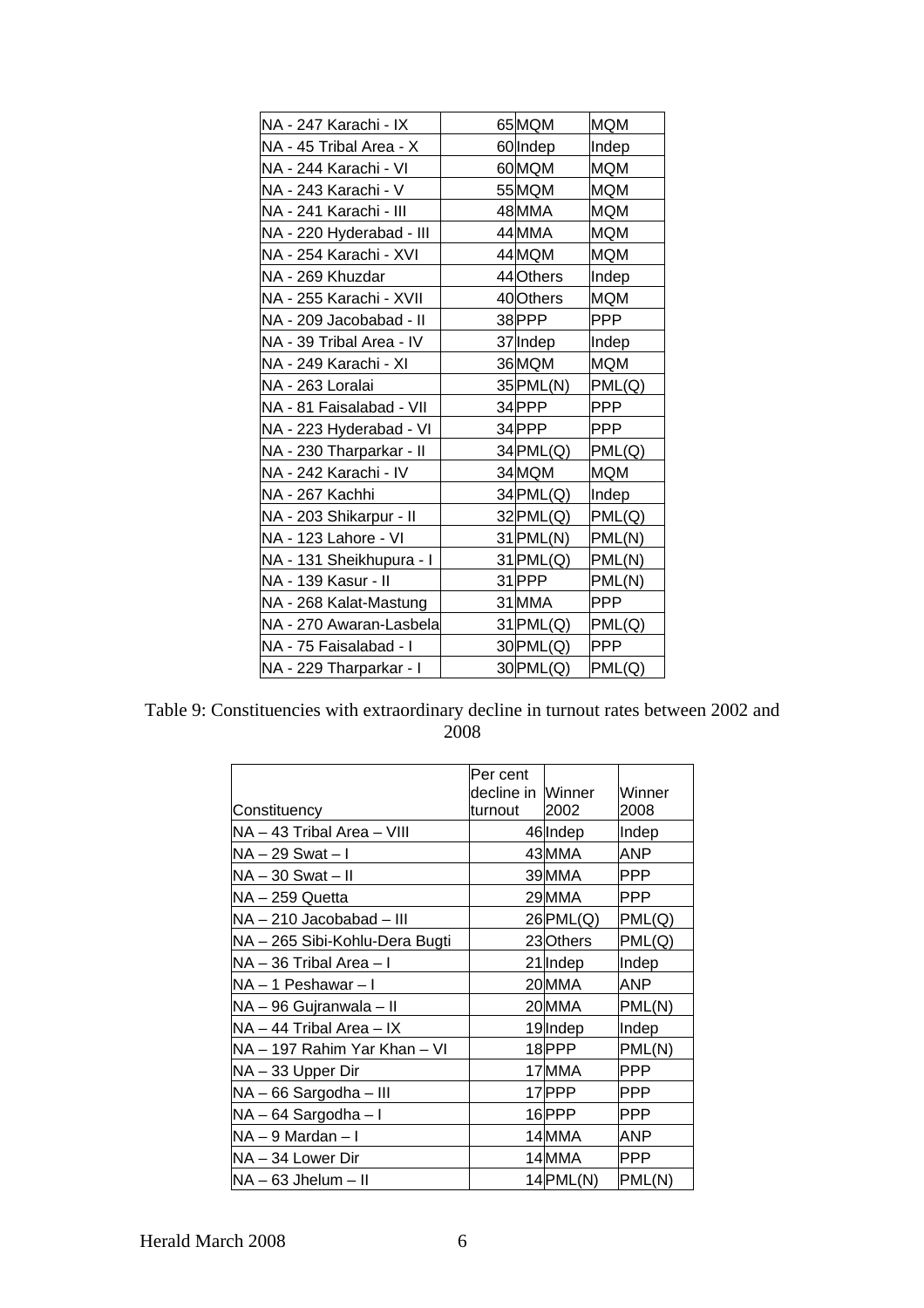| | | | |
|---|---|---|---|
| NA - 247 Karachi - IX | 65 | MQM | MQM |
| NA - 45 Tribal Area - X | 60 | Indep | Indep |
| NA - 244 Karachi - VI | 60 | MQM | MQM |
| NA - 243 Karachi - V | 55 | MQM | MQM |
| NA - 241 Karachi - III | 48 | MMA | MQM |
| NA - 220 Hyderabad - III | 44 | MMA | MQM |
| NA - 254 Karachi - XVI | 44 | MQM | MQM |
| NA - 269 Khuzdar | 44 | Others | Indep |
| NA - 255 Karachi - XVII | 40 | Others | MQM |
| NA - 209 Jacobabad - II | 38 | PPP | PPP |
| NA - 39 Tribal Area - IV | 37 | Indep | Indep |
| NA - 249 Karachi - XI | 36 | MQM | MQM |
| NA - 263 Loralai | 35 | PML(N) | PML(Q) |
| NA - 81 Faisalabad - VII | 34 | PPP | PPP |
| NA - 223 Hyderabad - VI | 34 | PPP | PPP |
| NA - 230 Tharparkar - II | 34 | PML(Q) | PML(Q) |
| NA - 242 Karachi - IV | 34 | MQM | MQM |
| NA - 267 Kachhi | 34 | PML(Q) | Indep |
| NA - 203 Shikarpur - II | 32 | PML(Q) | PML(Q) |
| NA - 123 Lahore - VI | 31 | PML(N) | PML(N) |
| NA - 131 Sheikhupura - I | 31 | PML(Q) | PML(N) |
| NA - 139 Kasur - II | 31 | PPP | PML(N) |
| NA - 268 Kalat-Mastung | 31 | MMA | PPP |
| NA - 270 Awaran-Lasbela | 31 | PML(Q) | PML(Q) |
| NA - 75 Faisalabad - I | 30 | PML(Q) | PPP |
| NA - 229 Tharparkar - I | 30 | PML(Q) | PML(Q) |

Table 9: Constituencies with extraordinary decline in turnout rates between 2002 and 2008

| Constituency | Per cent decline in turnout | Winner 2002 | Winner 2008 |
|---|---|---|---|
| NA – 43 Tribal Area – VIII | 46 | Indep | Indep |
| NA – 29 Swat – I | 43 | MMA | ANP |
| NA – 30 Swat – II | 39 | MMA | PPP |
| NA – 259 Quetta | 29 | MMA | PPP |
| NA – 210 Jacobabad – III | 26 | PML(Q) | PML(Q) |
| NA – 265 Sibi-Kohlu-Dera Bugti | 23 | Others | PML(Q) |
| NA – 36 Tribal Area – I | 21 | Indep | Indep |
| NA – 1 Peshawar – I | 20 | MMA | ANP |
| NA – 96 Gujranwala – II | 20 | MMA | PML(N) |
| NA – 44 Tribal Area – IX | 19 | Indep | Indep |
| NA – 197 Rahim Yar Khan – VI | 18 | PPP | PML(N) |
| NA – 33 Upper Dir | 17 | MMA | PPP |
| NA – 66 Sargodha – III | 17 | PPP | PPP |
| NA – 64 Sargodha – I | 16 | PPP | PPP |
| NA – 9 Mardan – I | 14 | MMA | ANP |
| NA – 34 Lower Dir | 14 | MMA | PPP |
| NA – 63 Jhelum – II | 14 | PML(N) | PML(N) |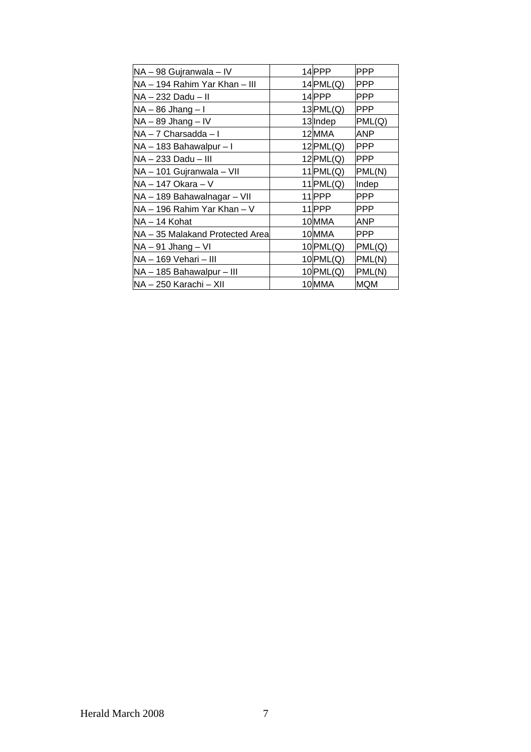| | | | |
|---|---|---|---|
| NA – 98 Gujranwala – IV | 14 | PPP | PPP |
| NA – 194 Rahim Yar Khan – III | 14 | PML(Q) | PPP |
| NA – 232 Dadu – II | 14 | PPP | PPP |
| NA – 86 Jhang – I | 13 | PML(Q) | PPP |
| NA – 89 Jhang – IV | 13 | Indep | PML(Q) |
| NA – 7 Charsadda – I | 12 | MMA | ANP |
| NA – 183 Bahawalpur – I | 12 | PML(Q) | PPP |
| NA – 233 Dadu – III | 12 | PML(Q) | PPP |
| NA – 101 Gujranwala – VII | 11 | PML(Q) | PML(N) |
| NA – 147 Okara – V | 11 | PML(Q) | Indep |
| NA – 189 Bahawalnagar – VII | 11 | PPP | PPP |
| NA – 196 Rahim Yar Khan – V | 11 | PPP | PPP |
| NA – 14 Kohat | 10 | MMA | ANP |
| NA – 35 Malakand Protected Area | 10 | MMA | PPP |
| NA – 91 Jhang – VI | 10 | PML(Q) | PML(Q) |
| NA – 169 Vehari – III | 10 | PML(Q) | PML(N) |
| NA – 185 Bahawalpur – III | 10 | PML(Q) | PML(N) |
| NA – 250 Karachi – XII | 10 | MMA | MQM |